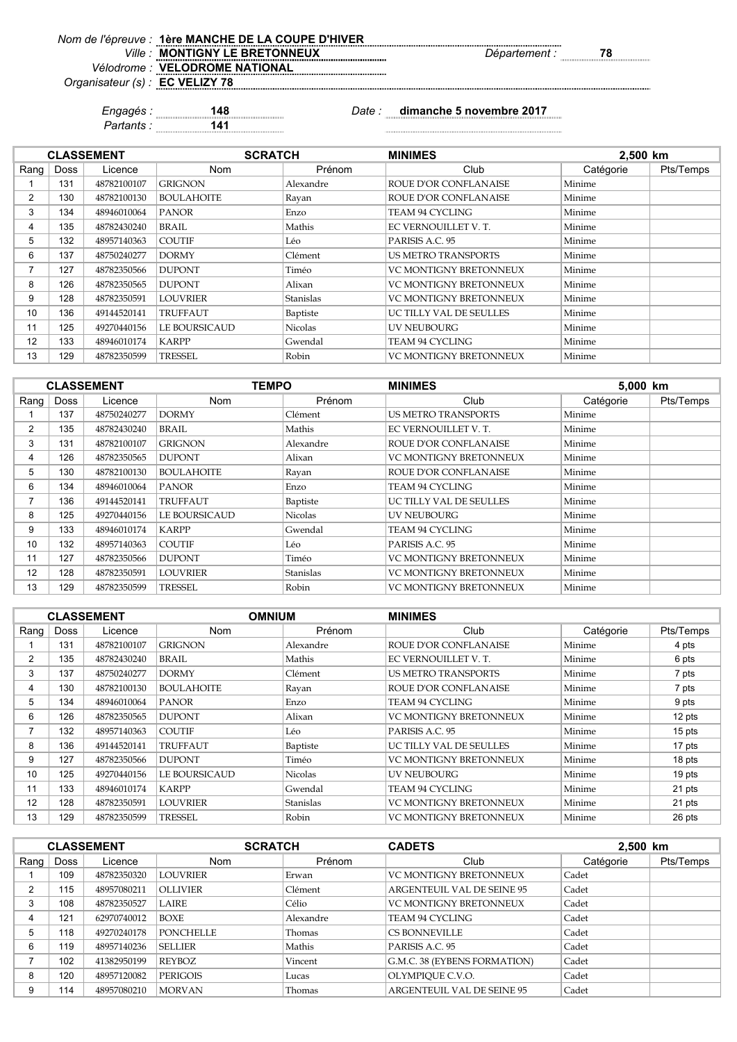*Nom de l'épreuve :* **1ère MANCHE DE LA COUPE D'HIVER**
*Ville :* **MONTIGNY LE BRETONNEUX** *Département :* **78**
*Vélodrome :* **VELODROME NATIONAL**
*Organisateur (s) :* **EC VELIZY 78**

*Engagés :* **148** *Date :* **dimanche 5 novembre 2017**
*Partants :* **141**

| CLASSEMENT | | | SCRATCH | | MINIMES | 2,500 km | |
|---|---|---|---|---|---|---|---|
| Rang | Doss | Licence | Nom | Prénom | Club | Catégorie | Pts/Temps |
| 1 | 131 | 48782100107 | GRIGNON | Alexandre | ROUE D'OR CONFLANAISE | Minime | |
| 2 | 130 | 48782100130 | BOULAHOITE | Rayan | ROUE D'OR CONFLANAISE | Minime | |
| 3 | 134 | 48946010064 | PANOR | Enzo | TEAM 94 CYCLING | Minime | |
| 4 | 135 | 48782430240 | BRAIL | Mathis | EC VERNOUILLET V. T. | Minime | |
| 5 | 132 | 48957140363 | COUTIF | Léo | PARISIS A.C. 95 | Minime | |
| 6 | 137 | 48750240277 | DORMY | Clément | US METRO TRANSPORTS | Minime | |
| 7 | 127 | 48782350566 | DUPONT | Timéo | VC MONTIGNY BRETONNEUX | Minime | |
| 8 | 126 | 48782350565 | DUPONT | Alixan | VC MONTIGNY BRETONNEUX | Minime | |
| 9 | 128 | 48782350591 | LOUVRIER | Stanislas | VC MONTIGNY BRETONNEUX | Minime | |
| 10 | 136 | 49144520141 | TRUFFAUT | Baptiste | UC TILLY VAL DE SEULLES | Minime | |
| 11 | 125 | 49270440156 | LE BOURSICAUD | Nicolas | UV NEUBOURG | Minime | |
| 12 | 133 | 48946010174 | KARPP | Gwendal | TEAM 94 CYCLING | Minime | |
| 13 | 129 | 48782350599 | TRESSEL | Robin | VC MONTIGNY BRETONNEUX | Minime | |

| CLASSEMENT | | | TEMPO | | MINIMES | 5,000 km | |
|---|---|---|---|---|---|---|---|
| Rang | Doss | Licence | Nom | Prénom | Club | Catégorie | Pts/Temps |
| 1 | 137 | 48750240277 | DORMY | Clément | US METRO TRANSPORTS | Minime | |
| 2 | 135 | 48782430240 | BRAIL | Mathis | EC VERNOUILLET V. T. | Minime | |
| 3 | 131 | 48782100107 | GRIGNON | Alexandre | ROUE D'OR CONFLANAISE | Minime | |
| 4 | 126 | 48782350565 | DUPONT | Alixan | VC MONTIGNY BRETONNEUX | Minime | |
| 5 | 130 | 48782100130 | BOULAHOITE | Rayan | ROUE D'OR CONFLANAISE | Minime | |
| 6 | 134 | 48946010064 | PANOR | Enzo | TEAM 94 CYCLING | Minime | |
| 7 | 136 | 49144520141 | TRUFFAUT | Baptiste | UC TILLY VAL DE SEULLES | Minime | |
| 8 | 125 | 49270440156 | LE BOURSICAUD | Nicolas | UV NEUBOURG | Minime | |
| 9 | 133 | 48946010174 | KARPP | Gwendal | TEAM 94 CYCLING | Minime | |
| 10 | 132 | 48957140363 | COUTIF | Léo | PARISIS A.C. 95 | Minime | |
| 11 | 127 | 48782350566 | DUPONT | Timéo | VC MONTIGNY BRETONNEUX | Minime | |
| 12 | 128 | 48782350591 | LOUVRIER | Stanislas | VC MONTIGNY BRETONNEUX | Minime | |
| 13 | 129 | 48782350599 | TRESSEL | Robin | VC MONTIGNY BRETONNEUX | Minime | |

| CLASSEMENT | | | OMNIUM | | MINIMES | | |
|---|---|---|---|---|---|---|---|
| Rang | Doss | Licence | Nom | Prénom | Club | Catégorie | Pts/Temps |
| 1 | 131 | 48782100107 | GRIGNON | Alexandre | ROUE D'OR CONFLANAISE | Minime | 4 pts |
| 2 | 135 | 48782430240 | BRAIL | Mathis | EC VERNOUILLET V. T. | Minime | 6 pts |
| 3 | 137 | 48750240277 | DORMY | Clément | US METRO TRANSPORTS | Minime | 7 pts |
| 4 | 130 | 48782100130 | BOULAHOITE | Rayan | ROUE D'OR CONFLANAISE | Minime | 7 pts |
| 5 | 134 | 48946010064 | PANOR | Enzo | TEAM 94 CYCLING | Minime | 9 pts |
| 6 | 126 | 48782350565 | DUPONT | Alixan | VC MONTIGNY BRETONNEUX | Minime | 12 pts |
| 7 | 132 | 48957140363 | COUTIF | Léo | PARISIS A.C. 95 | Minime | 15 pts |
| 8 | 136 | 49144520141 | TRUFFAUT | Baptiste | UC TILLY VAL DE SEULLES | Minime | 17 pts |
| 9 | 127 | 48782350566 | DUPONT | Timéo | VC MONTIGNY BRETONNEUX | Minime | 18 pts |
| 10 | 125 | 49270440156 | LE BOURSICAUD | Nicolas | UV NEUBOURG | Minime | 19 pts |
| 11 | 133 | 48946010174 | KARPP | Gwendal | TEAM 94 CYCLING | Minime | 21 pts |
| 12 | 128 | 48782350591 | LOUVRIER | Stanislas | VC MONTIGNY BRETONNEUX | Minime | 21 pts |
| 13 | 129 | 48782350599 | TRESSEL | Robin | VC MONTIGNY BRETONNEUX | Minime | 26 pts |

| CLASSEMENT | | | SCRATCH | | CADETS | 2,500 km | |
|---|---|---|---|---|---|---|---|
| Rang | Doss | Licence | Nom | Prénom | Club | Catégorie | Pts/Temps |
| 1 | 109 | 48782350320 | LOUVRIER | Erwan | VC MONTIGNY BRETONNEUX | Cadet | |
| 2 | 115 | 48957080211 | OLLIVIER | Clément | ARGENTEUIL VAL DE SEINE 95 | Cadet | |
| 3 | 108 | 48782350527 | LAIRE | Célio | VC MONTIGNY BRETONNEUX | Cadet | |
| 4 | 121 | 62970740012 | BOXE | Alexandre | TEAM 94 CYCLING | Cadet | |
| 5 | 118 | 49270240178 | PONCHELLE | Thomas | CS BONNEVILLE | Cadet | |
| 6 | 119 | 48957140236 | SELLIER | Mathis | PARISIS A.C. 95 | Cadet | |
| 7 | 102 | 41382950199 | REYBOZ | Vincent | G.M.C. 38 (EYBENS FORMATION) | Cadet | |
| 8 | 120 | 48957120082 | PERIGOIS | Lucas | OLYMPIQUE C.V.O. | Cadet | |
| 9 | 114 | 48957080210 | MORVAN | Thomas | ARGENTEUIL VAL DE SEINE 95 | Cadet | |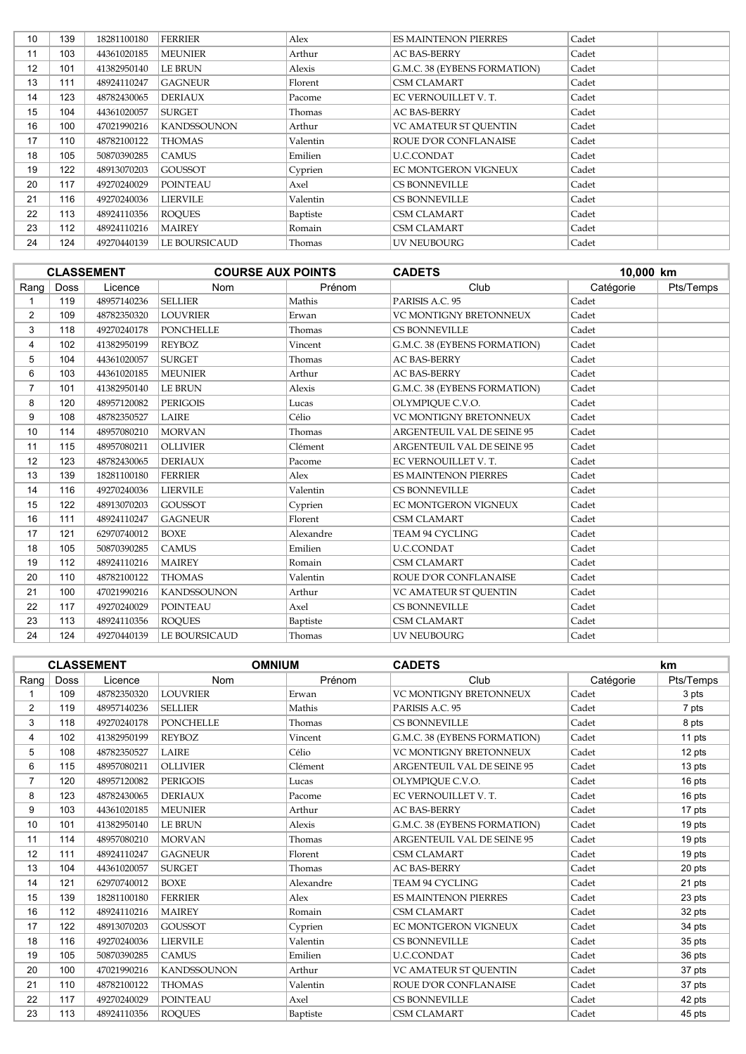| | | | | | | | |
|---|---|---|---|---|---|---|---|
| 10 | 139 | 18281100180 | FERRIER | Alex | ES MAINTENON PIERRES | Cadet | |
| 11 | 103 | 44361020185 | MEUNIER | Arthur | AC BAS-BERRY | Cadet | |
| 12 | 101 | 41382950140 | LE BRUN | Alexis | G.M.C. 38 (EYBENS FORMATION) | Cadet | |
| 13 | 111 | 48924110247 | GAGNEUR | Florent | CSM CLAMART | Cadet | |
| 14 | 123 | 48782430065 | DERIAUX | Pacome | EC VERNOUILLET V. T. | Cadet | |
| 15 | 104 | 44361020057 | SURGET | Thomas | AC BAS-BERRY | Cadet | |
| 16 | 100 | 47021990216 | KANDSSOUNON | Arthur | VC AMATEUR ST QUENTIN | Cadet | |
| 17 | 110 | 48782100122 | THOMAS | Valentin | ROUE D'OR CONFLANAISE | Cadet | |
| 18 | 105 | 50870390285 | CAMUS | Emilien | U.C.CONDAT | Cadet | |
| 19 | 122 | 48913070203 | GOUSSOT | Cyprien | EC MONTGERON VIGNEUX | Cadet | |
| 20 | 117 | 49270240029 | POINTEAU | Axel | CS BONNEVILLE | Cadet | |
| 21 | 116 | 49270240036 | LIERVILE | Valentin | CS BONNEVILLE | Cadet | |
| 22 | 113 | 48924110356 | ROQUES | Baptiste | CSM CLAMART | Cadet | |
| 23 | 112 | 48924110216 | MAIREY | Romain | CSM CLAMART | Cadet | |
| 24 | 124 | 49270440139 | LE BOURSICAUD | Thomas | UV NEUBOURG | Cadet | |

| CLASSEMENT | | | COURSE AUX POINTS | | CADETS | 10,000 km | |
|---|---|---|---|---|---|---|---|
| Rang | Doss | Licence | Nom | Prénom | Club | Catégorie | Pts/Temps |
| 1 | 119 | 48957140236 | SELLIER | Mathis | PARISIS A.C. 95 | Cadet | |
| 2 | 109 | 48782350320 | LOUVRIER | Erwan | VC MONTIGNY BRETONNEUX | Cadet | |
| 3 | 118 | 49270240178 | PONCHELLE | Thomas | CS BONNEVILLE | Cadet | |
| 4 | 102 | 41382950199 | REYBOZ | Vincent | G.M.C. 38 (EYBENS FORMATION) | Cadet | |
| 5 | 104 | 44361020057 | SURGET | Thomas | AC BAS-BERRY | Cadet | |
| 6 | 103 | 44361020185 | MEUNIER | Arthur | AC BAS-BERRY | Cadet | |
| 7 | 101 | 41382950140 | LE BRUN | Alexis | G.M.C. 38 (EYBENS FORMATION) | Cadet | |
| 8 | 120 | 48957120082 | PERIGOIS | Lucas | OLYMPIQUE C.V.O. | Cadet | |
| 9 | 108 | 48782350527 | LAIRE | Célio | VC MONTIGNY BRETONNEUX | Cadet | |
| 10 | 114 | 48957080210 | MORVAN | Thomas | ARGENTEUIL VAL DE SEINE 95 | Cadet | |
| 11 | 115 | 48957080211 | OLLIVIER | Clément | ARGENTEUIL VAL DE SEINE 95 | Cadet | |
| 12 | 123 | 48782430065 | DERIAUX | Pacome | EC VERNOUILLET V. T. | Cadet | |
| 13 | 139 | 18281100180 | FERRIER | Alex | ES MAINTENON PIERRES | Cadet | |
| 14 | 116 | 49270240036 | LIERVILE | Valentin | CS BONNEVILLE | Cadet | |
| 15 | 122 | 48913070203 | GOUSSOT | Cyprien | EC MONTGERON VIGNEUX | Cadet | |
| 16 | 111 | 48924110247 | GAGNEUR | Florent | CSM CLAMART | Cadet | |
| 17 | 121 | 62970740012 | BOXE | Alexandre | TEAM 94 CYCLING | Cadet | |
| 18 | 105 | 50870390285 | CAMUS | Emilien | U.C.CONDAT | Cadet | |
| 19 | 112 | 48924110216 | MAIREY | Romain | CSM CLAMART | Cadet | |
| 20 | 110 | 48782100122 | THOMAS | Valentin | ROUE D'OR CONFLANAISE | Cadet | |
| 21 | 100 | 47021990216 | KANDSSOUNON | Arthur | VC AMATEUR ST QUENTIN | Cadet | |
| 22 | 117 | 49270240029 | POINTEAU | Axel | CS BONNEVILLE | Cadet | |
| 23 | 113 | 48924110356 | ROQUES | Baptiste | CSM CLAMART | Cadet | |
| 24 | 124 | 49270440139 | LE BOURSICAUD | Thomas | UV NEUBOURG | Cadet | |

| CLASSEMENT | | | OMNIUM | | CADETS | | km |
|---|---|---|---|---|---|---|---|
| Rang | Doss | Licence | Nom | Prénom | Club | Catégorie | Pts/Temps |
| 1 | 109 | 48782350320 | LOUVRIER | Erwan | VC MONTIGNY BRETONNEUX | Cadet | 3 pts |
| 2 | 119 | 48957140236 | SELLIER | Mathis | PARISIS A.C. 95 | Cadet | 7 pts |
| 3 | 118 | 49270240178 | PONCHELLE | Thomas | CS BONNEVILLE | Cadet | 8 pts |
| 4 | 102 | 41382950199 | REYBOZ | Vincent | G.M.C. 38 (EYBENS FORMATION) | Cadet | 11 pts |
| 5 | 108 | 48782350527 | LAIRE | Célio | VC MONTIGNY BRETONNEUX | Cadet | 12 pts |
| 6 | 115 | 48957080211 | OLLIVIER | Clément | ARGENTEUIL VAL DE SEINE 95 | Cadet | 13 pts |
| 7 | 120 | 48957120082 | PERIGOIS | Lucas | OLYMPIQUE C.V.O. | Cadet | 16 pts |
| 8 | 123 | 48782430065 | DERIAUX | Pacome | EC VERNOUILLET V. T. | Cadet | 16 pts |
| 9 | 103 | 44361020185 | MEUNIER | Arthur | AC BAS-BERRY | Cadet | 17 pts |
| 10 | 101 | 41382950140 | LE BRUN | Alexis | G.M.C. 38 (EYBENS FORMATION) | Cadet | 19 pts |
| 11 | 114 | 48957080210 | MORVAN | Thomas | ARGENTEUIL VAL DE SEINE 95 | Cadet | 19 pts |
| 12 | 111 | 48924110247 | GAGNEUR | Florent | CSM CLAMART | Cadet | 19 pts |
| 13 | 104 | 44361020057 | SURGET | Thomas | AC BAS-BERRY | Cadet | 20 pts |
| 14 | 121 | 62970740012 | BOXE | Alexandre | TEAM 94 CYCLING | Cadet | 21 pts |
| 15 | 139 | 18281100180 | FERRIER | Alex | ES MAINTENON PIERRES | Cadet | 23 pts |
| 16 | 112 | 48924110216 | MAIREY | Romain | CSM CLAMART | Cadet | 32 pts |
| 17 | 122 | 48913070203 | GOUSSOT | Cyprien | EC MONTGERON VIGNEUX | Cadet | 34 pts |
| 18 | 116 | 49270240036 | LIERVILE | Valentin | CS BONNEVILLE | Cadet | 35 pts |
| 19 | 105 | 50870390285 | CAMUS | Emilien | U.C.CONDAT | Cadet | 36 pts |
| 20 | 100 | 47021990216 | KANDSSOUNON | Arthur | VC AMATEUR ST QUENTIN | Cadet | 37 pts |
| 21 | 110 | 48782100122 | THOMAS | Valentin | ROUE D'OR CONFLANAISE | Cadet | 37 pts |
| 22 | 117 | 49270240029 | POINTEAU | Axel | CS BONNEVILLE | Cadet | 42 pts |
| 23 | 113 | 48924110356 | ROQUES | Baptiste | CSM CLAMART | Cadet | 45 pts |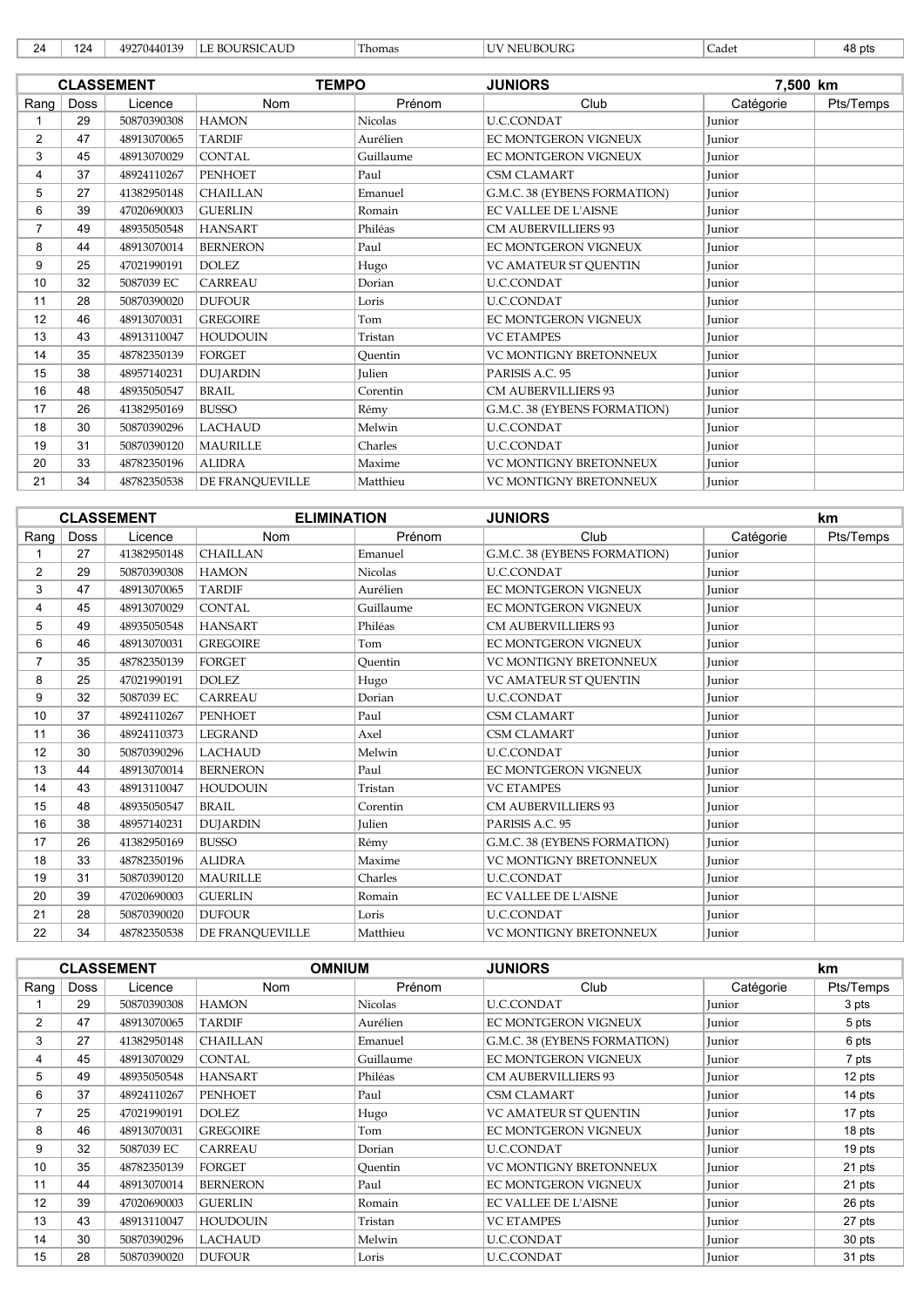| 24 | 124 | 49270440139 | LE BOURSICAUD | Thomas | UV NEUBOURG | Cadet | 48 pts |
|---|---|---|---|---|---|---|---|

| CLASSEMENT | | | TEMPO | | JUNIORS | 7,500 km | |
|---|---|---|---|---|---|---|---|
| Rang | Doss | Licence | Nom | Prénom | Club | Catégorie | Pts/Temps |
| 1 | 29 | 50870390308 | HAMON | Nicolas | U.C.CONDAT | Junior | |
| 2 | 47 | 48913070065 | TARDIF | Aurélien | EC MONTGERON VIGNEUX | Junior | |
| 3 | 45 | 48913070029 | CONTAL | Guillaume | EC MONTGERON VIGNEUX | Junior | |
| 4 | 37 | 48924110267 | PENHOET | Paul | CSM CLAMART | Junior | |
| 5 | 27 | 41382950148 | CHAILLAN | Emanuel | G.M.C. 38 (EYBENS FORMATION) | Junior | |
| 6 | 39 | 47020690003 | GUERLIN | Romain | EC VALLEE DE L'AISNE | Junior | |
| 7 | 49 | 48935050548 | HANSART | Philéas | CM AUBERVILLIERS 93 | Junior | |
| 8 | 44 | 48913070014 | BERNERON | Paul | EC MONTGERON VIGNEUX | Junior | |
| 9 | 25 | 47021990191 | DOLEZ | Hugo | VC AMATEUR ST QUENTIN | Junior | |
| 10 | 32 | 5087039 EC | CARREAU | Dorian | U.C.CONDAT | Junior | |
| 11 | 28 | 50870390020 | DUFOUR | Loris | U.C.CONDAT | Junior | |
| 12 | 46 | 48913070031 | GREGOIRE | Tom | EC MONTGERON VIGNEUX | Junior | |
| 13 | 43 | 48913110047 | HOUDOUIN | Tristan | VC ETAMPES | Junior | |
| 14 | 35 | 48782350139 | FORGET | Quentin | VC MONTIGNY BRETONNEUX | Junior | |
| 15 | 38 | 48957140231 | DUJARDIN | Julien | PARISIS A.C. 95 | Junior | |
| 16 | 48 | 48935050547 | BRAIL | Corentin | CM AUBERVILLIERS 93 | Junior | |
| 17 | 26 | 41382950169 | BUSSO | Rémy | G.M.C. 38 (EYBENS FORMATION) | Junior | |
| 18 | 30 | 50870390296 | LACHAUD | Melwin | U.C.CONDAT | Junior | |
| 19 | 31 | 50870390120 | MAURILLE | Charles | U.C.CONDAT | Junior | |
| 20 | 33 | 48782350196 | ALIDRA | Maxime | VC MONTIGNY BRETONNEUX | Junior | |
| 21 | 34 | 48782350538 | DE FRANQUEVILLE | Matthieu | VC MONTIGNY BRETONNEUX | Junior | |

| CLASSEMENT | | | ELIMINATION | | JUNIORS | | km |
|---|---|---|---|---|---|---|---|
| Rang | Doss | Licence | Nom | Prénom | Club | Catégorie | Pts/Temps |
| 1 | 27 | 41382950148 | CHAILLAN | Emanuel | G.M.C. 38 (EYBENS FORMATION) | Junior | |
| 2 | 29 | 50870390308 | HAMON | Nicolas | U.C.CONDAT | Junior | |
| 3 | 47 | 48913070065 | TARDIF | Aurélien | EC MONTGERON VIGNEUX | Junior | |
| 4 | 45 | 48913070029 | CONTAL | Guillaume | EC MONTGERON VIGNEUX | Junior | |
| 5 | 49 | 48935050548 | HANSART | Philéas | CM AUBERVILLIERS 93 | Junior | |
| 6 | 46 | 48913070031 | GREGOIRE | Tom | EC MONTGERON VIGNEUX | Junior | |
| 7 | 35 | 48782350139 | FORGET | Quentin | VC MONTIGNY BRETONNEUX | Junior | |
| 8 | 25 | 47021990191 | DOLEZ | Hugo | VC AMATEUR ST QUENTIN | Junior | |
| 9 | 32 | 5087039 EC | CARREAU | Dorian | U.C.CONDAT | Junior | |
| 10 | 37 | 48924110267 | PENHOET | Paul | CSM CLAMART | Junior | |
| 11 | 36 | 48924110373 | LEGRAND | Axel | CSM CLAMART | Junior | |
| 12 | 30 | 50870390296 | LACHAUD | Melwin | U.C.CONDAT | Junior | |
| 13 | 44 | 48913070014 | BERNERON | Paul | EC MONTGERON VIGNEUX | Junior | |
| 14 | 43 | 48913110047 | HOUDOUIN | Tristan | VC ETAMPES | Junior | |
| 15 | 48 | 48935050547 | BRAIL | Corentin | CM AUBERVILLIERS 93 | Junior | |
| 16 | 38 | 48957140231 | DUJARDIN | Julien | PARISIS A.C. 95 | Junior | |
| 17 | 26 | 41382950169 | BUSSO | Rémy | G.M.C. 38 (EYBENS FORMATION) | Junior | |
| 18 | 33 | 48782350196 | ALIDRA | Maxime | VC MONTIGNY BRETONNEUX | Junior | |
| 19 | 31 | 50870390120 | MAURILLE | Charles | U.C.CONDAT | Junior | |
| 20 | 39 | 47020690003 | GUERLIN | Romain | EC VALLEE DE L'AISNE | Junior | |
| 21 | 28 | 50870390020 | DUFOUR | Loris | U.C.CONDAT | Junior | |
| 22 | 34 | 48782350538 | DE FRANQUEVILLE | Matthieu | VC MONTIGNY BRETONNEUX | Junior | |

| CLASSEMENT | | | OMNIUM | | JUNIORS | | km |
|---|---|---|---|---|---|---|---|
| Rang | Doss | Licence | Nom | Prénom | Club | Catégorie | Pts/Temps |
| 1 | 29 | 50870390308 | HAMON | Nicolas | U.C.CONDAT | Junior | 3 pts |
| 2 | 47 | 48913070065 | TARDIF | Aurélien | EC MONTGERON VIGNEUX | Junior | 5 pts |
| 3 | 27 | 41382950148 | CHAILLAN | Emanuel | G.M.C. 38 (EYBENS FORMATION) | Junior | 6 pts |
| 4 | 45 | 48913070029 | CONTAL | Guillaume | EC MONTGERON VIGNEUX | Junior | 7 pts |
| 5 | 49 | 48935050548 | HANSART | Philéas | CM AUBERVILLIERS 93 | Junior | 12 pts |
| 6 | 37 | 48924110267 | PENHOET | Paul | CSM CLAMART | Junior | 14 pts |
| 7 | 25 | 47021990191 | DOLEZ | Hugo | VC AMATEUR ST QUENTIN | Junior | 17 pts |
| 8 | 46 | 48913070031 | GREGOIRE | Tom | EC MONTGERON VIGNEUX | Junior | 18 pts |
| 9 | 32 | 5087039 EC | CARREAU | Dorian | U.C.CONDAT | Junior | 19 pts |
| 10 | 35 | 48782350139 | FORGET | Quentin | VC MONTIGNY BRETONNEUX | Junior | 21 pts |
| 11 | 44 | 48913070014 | BERNERON | Paul | EC MONTGERON VIGNEUX | Junior | 21 pts |
| 12 | 39 | 47020690003 | GUERLIN | Romain | EC VALLEE DE L'AISNE | Junior | 26 pts |
| 13 | 43 | 48913110047 | HOUDOUIN | Tristan | VC ETAMPES | Junior | 27 pts |
| 14 | 30 | 50870390296 | LACHAUD | Melwin | U.C.CONDAT | Junior | 30 pts |
| 15 | 28 | 50870390020 | DUFOUR | Loris | U.C.CONDAT | Junior | 31 pts |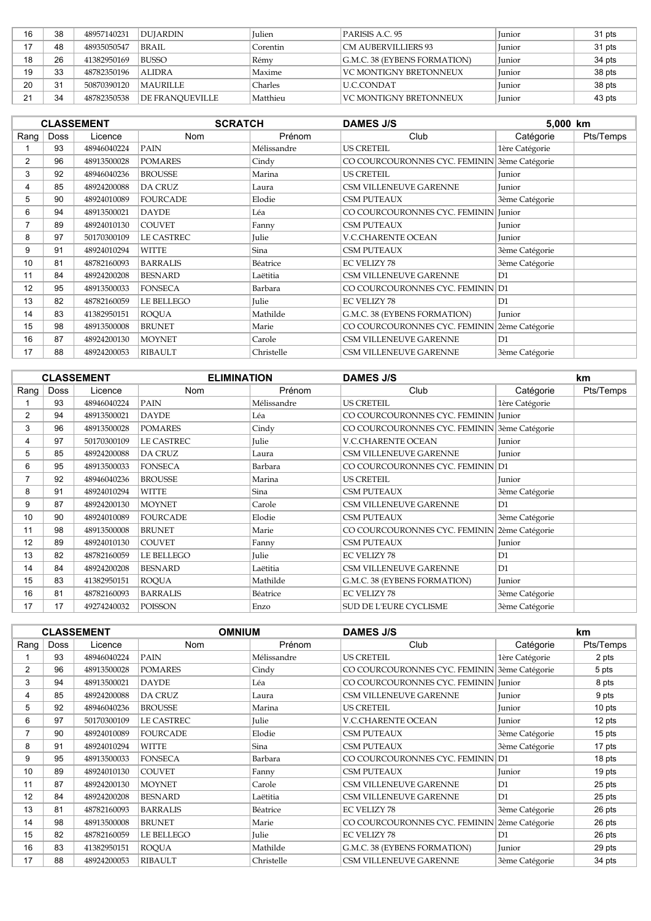| 16 | 38 | 48957140231 | DUJARDIN | Julien | PARISIS A.C. 95 | Junior | 31 pts |
|---|---|---|---|---|---|---|---|
| 17 | 48 | 48935050547 | BRAIL | Corentin | CM AUBERVILLIERS 93 | Junior | 31 pts |
| 18 | 26 | 41382950169 | BUSSO | Rémy | G.M.C. 38 (EYBENS FORMATION) | Junior | 34 pts |
| 19 | 33 | 48782350196 | ALIDRA | Maxime | VC MONTIGNY BRETONNEUX | Junior | 38 pts |
| 20 | 31 | 50870390120 | MAURILLE | Charles | U.C.CONDAT | Junior | 38 pts |
| 21 | 34 | 48782350538 | DE FRANQUEVILLE | Matthieu | VC MONTIGNY BRETONNEUX | Junior | 43 pts |

| CLASSEMENT | | | SCRATCH | | DAMES J/S | 5,000 km | |
|---|---|---|---|---|---|---|---|
| Rang | Doss | Licence | Nom | Prénom | Club | Catégorie | Pts/Temps |
| 1 | 93 | 48946040224 | PAIN | Mélissandre | US CRETEIL | 1ère Catégorie | |
| 2 | 96 | 48913500028 | POMARES | Cindy | CO COURCOURONNES CYC. FEMININ | 3ème Catégorie | |
| 3 | 92 | 48946040236 | BROUSSE | Marina | US CRETEIL | Junior | |
| 4 | 85 | 48924200088 | DA CRUZ | Laura | CSM VILLENEUVE GARENNE | Junior | |
| 5 | 90 | 48924010089 | FOURCADE | Elodie | CSM PUTEAUX | 3ème Catégorie | |
| 6 | 94 | 48913500021 | DAYDE | Léa | CO COURCOURONNES CYC. FEMININ | Junior | |
| 7 | 89 | 48924010130 | COUVET | Fanny | CSM PUTEAUX | Junior | |
| 8 | 97 | 50170300109 | LE CASTREC | Julie | V.C.CHARENTE OCEAN | Junior | |
| 9 | 91 | 48924010294 | WITTE | Sina | CSM PUTEAUX | 3ème Catégorie | |
| 10 | 81 | 48782160093 | BARRALIS | Béatrice | EC VELIZY 78 | 3ème Catégorie | |
| 11 | 84 | 48924200208 | BESNARD | Laëtitia | CSM VILLENEUVE GARENNE | D1 | |
| 12 | 95 | 48913500033 | FONSECA | Barbara | CO COURCOURONNES CYC. FEMININ | D1 | |
| 13 | 82 | 48782160059 | LE BELLEGO | Julie | EC VELIZY 78 | D1 | |
| 14 | 83 | 41382950151 | ROQUA | Mathilde | G.M.C. 38 (EYBENS FORMATION) | Junior | |
| 15 | 98 | 48913500008 | BRUNET | Marie | CO COURCOURONNES CYC. FEMININ | 2ème Catégorie | |
| 16 | 87 | 48924200130 | MOYNET | Carole | CSM VILLENEUVE GARENNE | D1 | |
| 17 | 88 | 48924200053 | RIBAULT | Christelle | CSM VILLENEUVE GARENNE | 3ème Catégorie | |

| CLASSEMENT | | | ELIMINATION | | DAMES J/S | | km |
|---|---|---|---|---|---|---|---|
| Rang | Doss | Licence | Nom | Prénom | Club | Catégorie | Pts/Temps |
| 1 | 93 | 48946040224 | PAIN | Mélissandre | US CRETEIL | 1ère Catégorie | |
| 2 | 94 | 48913500021 | DAYDE | Léa | CO COURCOURONNES CYC. FEMININ | Junior | |
| 3 | 96 | 48913500028 | POMARES | Cindy | CO COURCOURONNES CYC. FEMININ | 3ème Catégorie | |
| 4 | 97 | 50170300109 | LE CASTREC | Julie | V.C.CHARENTE OCEAN | Junior | |
| 5 | 85 | 48924200088 | DA CRUZ | Laura | CSM VILLENEUVE GARENNE | Junior | |
| 6 | 95 | 48913500033 | FONSECA | Barbara | CO COURCOURONNES CYC. FEMININ | D1 | |
| 7 | 92 | 48946040236 | BROUSSE | Marina | US CRETEIL | Junior | |
| 8 | 91 | 48924010294 | WITTE | Sina | CSM PUTEAUX | 3ème Catégorie | |
| 9 | 87 | 48924200130 | MOYNET | Carole | CSM VILLENEUVE GARENNE | D1 | |
| 10 | 90 | 48924010089 | FOURCADE | Elodie | CSM PUTEAUX | 3ème Catégorie | |
| 11 | 98 | 48913500008 | BRUNET | Marie | CO COURCOURONNES CYC. FEMININ | 2ème Catégorie | |
| 12 | 89 | 48924010130 | COUVET | Fanny | CSM PUTEAUX | Junior | |
| 13 | 82 | 48782160059 | LE BELLEGO | Julie | EC VELIZY 78 | D1 | |
| 14 | 84 | 48924200208 | BESNARD | Laëtitia | CSM VILLENEUVE GARENNE | D1 | |
| 15 | 83 | 41382950151 | ROQUA | Mathilde | G.M.C. 38 (EYBENS FORMATION) | Junior | |
| 16 | 81 | 48782160093 | BARRALIS | Béatrice | EC VELIZY 78 | 3ème Catégorie | |
| 17 | 17 | 49274240032 | POISSON | Enzo | SUD DE L'EURE CYCLISME | 3ème Catégorie | |

| CLASSEMENT | | | OMNIUM | | DAMES J/S | | km |
|---|---|---|---|---|---|---|---|
| Rang | Doss | Licence | Nom | Prénom | Club | Catégorie | Pts/Temps |
| 1 | 93 | 48946040224 | PAIN | Mélissandre | US CRETEIL | 1ère Catégorie | 2 pts |
| 2 | 96 | 48913500028 | POMARES | Cindy | CO COURCOURONNES CYC. FEMININ | 3ème Catégorie | 5 pts |
| 3 | 94 | 48913500021 | DAYDE | Léa | CO COURCOURONNES CYC. FEMININ | Junior | 8 pts |
| 4 | 85 | 48924200088 | DA CRUZ | Laura | CSM VILLENEUVE GARENNE | Junior | 9 pts |
| 5 | 92 | 48946040236 | BROUSSE | Marina | US CRETEIL | Junior | 10 pts |
| 6 | 97 | 50170300109 | LE CASTREC | Julie | V.C.CHARENTE OCEAN | Junior | 12 pts |
| 7 | 90 | 48924010089 | FOURCADE | Elodie | CSM PUTEAUX | 3ème Catégorie | 15 pts |
| 8 | 91 | 48924010294 | WITTE | Sina | CSM PUTEAUX | 3ème Catégorie | 17 pts |
| 9 | 95 | 48913500033 | FONSECA | Barbara | CO COURCOURONNES CYC. FEMININ | D1 | 18 pts |
| 10 | 89 | 48924010130 | COUVET | Fanny | CSM PUTEAUX | Junior | 19 pts |
| 11 | 87 | 48924200130 | MOYNET | Carole | CSM VILLENEUVE GARENNE | D1 | 25 pts |
| 12 | 84 | 48924200208 | BESNARD | Laëtitia | CSM VILLENEUVE GARENNE | D1 | 25 pts |
| 13 | 81 | 48782160093 | BARRALIS | Béatrice | EC VELIZY 78 | 3ème Catégorie | 26 pts |
| 14 | 98 | 48913500008 | BRUNET | Marie | CO COURCOURONNES CYC. FEMININ | 2ème Catégorie | 26 pts |
| 15 | 82 | 48782160059 | LE BELLEGO | Julie | EC VELIZY 78 | D1 | 26 pts |
| 16 | 83 | 41382950151 | ROQUA | Mathilde | G.M.C. 38 (EYBENS FORMATION) | Junior | 29 pts |
| 17 | 88 | 48924200053 | RIBAULT | Christelle | CSM VILLENEUVE GARENNE | 3ème Catégorie | 34 pts |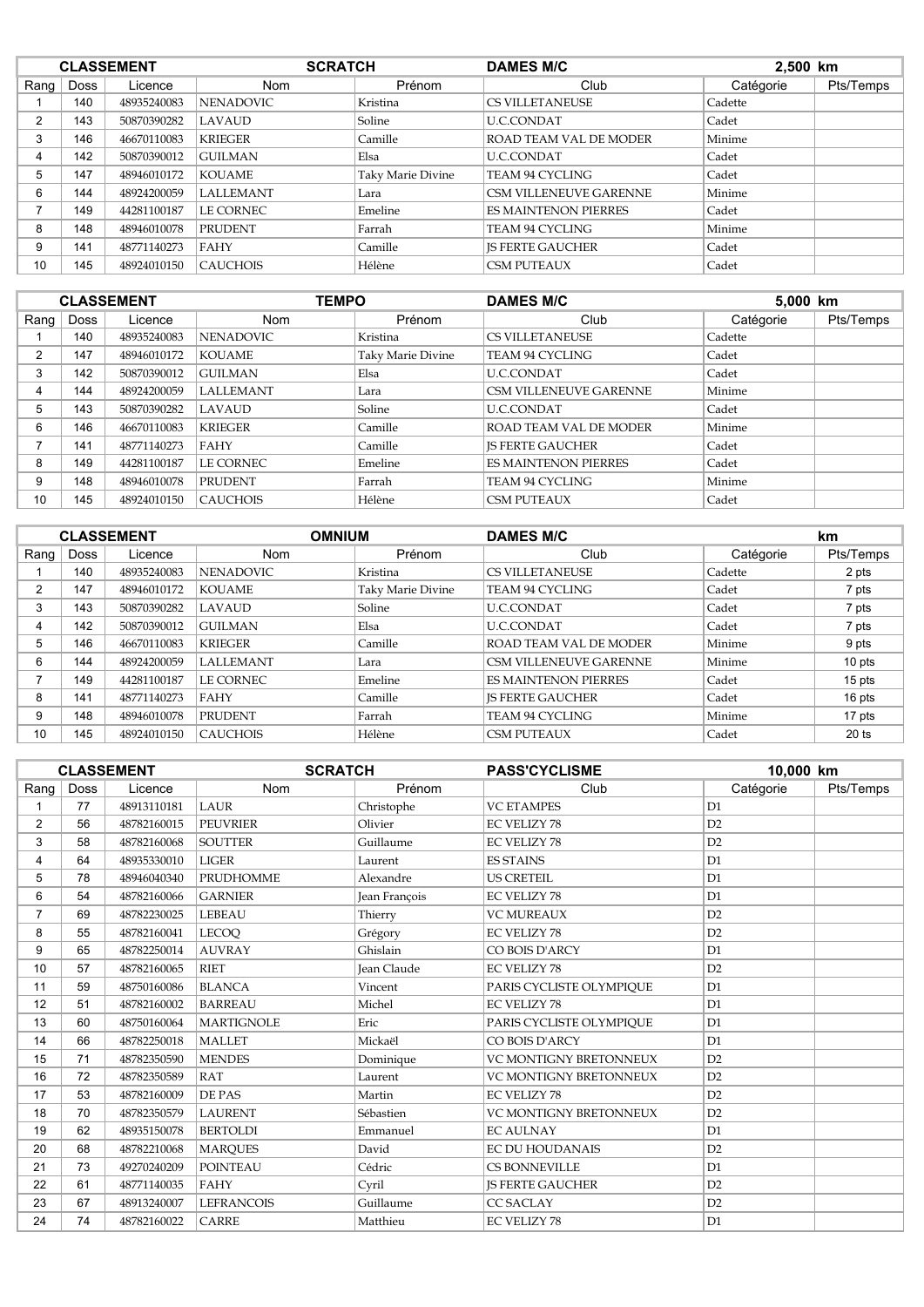| CLASSEMENT | | | SCRATCH | | DAMES M/C | 2,500 km | |
|---|---|---|---|---|---|---|---|
| Rang | Doss | Licence | Nom | Prénom | Club | Catégorie | Pts/Temps |
| 1 | 140 | 48935240083 | NENADOVIC | Kristina | CS VILLETANEUSE | Cadette | |
| 2 | 143 | 50870390282 | LAVAUD | Soline | U.C.CONDAT | Cadet | |
| 3 | 146 | 46670110083 | KRIEGER | Camille | ROAD TEAM VAL DE MODER | Minime | |
| 4 | 142 | 50870390012 | GUILMAN | Elsa | U.C.CONDAT | Cadet | |
| 5 | 147 | 48946010172 | KOUAME | Taky Marie Divine | TEAM 94 CYCLING | Cadet | |
| 6 | 144 | 48924200059 | LALLEMANT | Lara | CSM VILLENEUVE GARENNE | Minime | |
| 7 | 149 | 44281100187 | LE CORNEC | Emeline | ES MAINTENON PIERRES | Cadet | |
| 8 | 148 | 48946010078 | PRUDENT | Farrah | TEAM 94 CYCLING | Minime | |
| 9 | 141 | 48771140273 | FAHY | Camille | JS FERTE GAUCHER | Cadet | |
| 10 | 145 | 48924010150 | CAUCHOIS | Hélène | CSM PUTEAUX | Cadet | |

| CLASSEMENT | | | TEMPO | | DAMES M/C | 5,000 km | |
|---|---|---|---|---|---|---|---|
| Rang | Doss | Licence | Nom | Prénom | Club | Catégorie | Pts/Temps |
| 1 | 140 | 48935240083 | NENADOVIC | Kristina | CS VILLETANEUSE | Cadette | |
| 2 | 147 | 48946010172 | KOUAME | Taky Marie Divine | TEAM 94 CYCLING | Cadet | |
| 3 | 142 | 50870390012 | GUILMAN | Elsa | U.C.CONDAT | Cadet | |
| 4 | 144 | 48924200059 | LALLEMANT | Lara | CSM VILLENEUVE GARENNE | Minime | |
| 5 | 143 | 50870390282 | LAVAUD | Soline | U.C.CONDAT | Cadet | |
| 6 | 146 | 46670110083 | KRIEGER | Camille | ROAD TEAM VAL DE MODER | Minime | |
| 7 | 141 | 48771140273 | FAHY | Camille | JS FERTE GAUCHER | Cadet | |
| 8 | 149 | 44281100187 | LE CORNEC | Emeline | ES MAINTENON PIERRES | Cadet | |
| 9 | 148 | 48946010078 | PRUDENT | Farrah | TEAM 94 CYCLING | Minime | |
| 10 | 145 | 48924010150 | CAUCHOIS | Hélène | CSM PUTEAUX | Cadet | |

| CLASSEMENT | | | OMNIUM | | DAMES M/C | km | |
|---|---|---|---|---|---|---|---|
| Rang | Doss | Licence | Nom | Prénom | Club | Catégorie | Pts/Temps |
| 1 | 140 | 48935240083 | NENADOVIC | Kristina | CS VILLETANEUSE | Cadette | 2 pts |
| 2 | 147 | 48946010172 | KOUAME | Taky Marie Divine | TEAM 94 CYCLING | Cadet | 7 pts |
| 3 | 143 | 50870390282 | LAVAUD | Soline | U.C.CONDAT | Cadet | 7 pts |
| 4 | 142 | 50870390012 | GUILMAN | Elsa | U.C.CONDAT | Cadet | 7 pts |
| 5 | 146 | 46670110083 | KRIEGER | Camille | ROAD TEAM VAL DE MODER | Minime | 9 pts |
| 6 | 144 | 48924200059 | LALLEMANT | Lara | CSM VILLENEUVE GARENNE | Minime | 10 pts |
| 7 | 149 | 44281100187 | LE CORNEC | Emeline | ES MAINTENON PIERRES | Cadet | 15 pts |
| 8 | 141 | 48771140273 | FAHY | Camille | JS FERTE GAUCHER | Cadet | 16 pts |
| 9 | 148 | 48946010078 | PRUDENT | Farrah | TEAM 94 CYCLING | Minime | 17 pts |
| 10 | 145 | 48924010150 | CAUCHOIS | Hélène | CSM PUTEAUX | Cadet | 20 ts |

| CLASSEMENT | | | SCRATCH | | PASS'CYCLISME | 10,000 km | |
|---|---|---|---|---|---|---|---|
| Rang | Doss | Licence | Nom | Prénom | Club | Catégorie | Pts/Temps |
| 1 | 77 | 48913110181 | LAUR | Christophe | VC ETAMPES | D1 | |
| 2 | 56 | 48782160015 | PEUVRIER | Olivier | EC VELIZY 78 | D2 | |
| 3 | 58 | 48782160068 | SOUTTER | Guillaume | EC VELIZY 78 | D2 | |
| 4 | 64 | 48935330010 | LIGER | Laurent | ES STAINS | D1 | |
| 5 | 78 | 48946040340 | PRUDHOMME | Alexandre | US CRETEIL | D1 | |
| 6 | 54 | 48782160066 | GARNIER | Jean François | EC VELIZY 78 | D1 | |
| 7 | 69 | 48782230025 | LEBEAU | Thierry | VC MUREAUX | D2 | |
| 8 | 55 | 48782160041 | LECOQ | Grégory | EC VELIZY 78 | D2 | |
| 9 | 65 | 48782250014 | AUVRAY | Ghislain | CO BOIS D'ARCY | D1 | |
| 10 | 57 | 48782160065 | RIET | Jean Claude | EC VELIZY 78 | D2 | |
| 11 | 59 | 48750160086 | BLANCA | Vincent | PARIS CYCLISTE OLYMPIQUE | D1 | |
| 12 | 51 | 48782160002 | BARREAU | Michel | EC VELIZY 78 | D1 | |
| 13 | 60 | 48750160064 | MARTIGNOLE | Eric | PARIS CYCLISTE OLYMPIQUE | D1 | |
| 14 | 66 | 48782250018 | MALLET | Mickaël | CO BOIS D'ARCY | D1 | |
| 15 | 71 | 48782350590 | MENDES | Dominique | VC MONTIGNY BRETONNEUX | D2 | |
| 16 | 72 | 48782350589 | RAT | Laurent | VC MONTIGNY BRETONNEUX | D2 | |
| 17 | 53 | 48782160009 | DE PAS | Martin | EC VELIZY 78 | D2 | |
| 18 | 70 | 48782350579 | LAURENT | Sébastien | VC MONTIGNY BRETONNEUX | D2 | |
| 19 | 62 | 48935150078 | BERTOLDI | Emmanuel | EC AULNAY | D1 | |
| 20 | 68 | 48782210068 | MARQUES | David | EC DU HOUDANAIS | D2 | |
| 21 | 73 | 49270240209 | POINTEAU | Cédric | CS BONNEVILLE | D1 | |
| 22 | 61 | 48771140035 | FAHY | Cyril | JS FERTE GAUCHER | D2 | |
| 23 | 67 | 48913240007 | LEFRANCOIS | Guillaume | CC SACLAY | D2 | |
| 24 | 74 | 48782160022 | CARRE | Matthieu | EC VELIZY 78 | D1 | |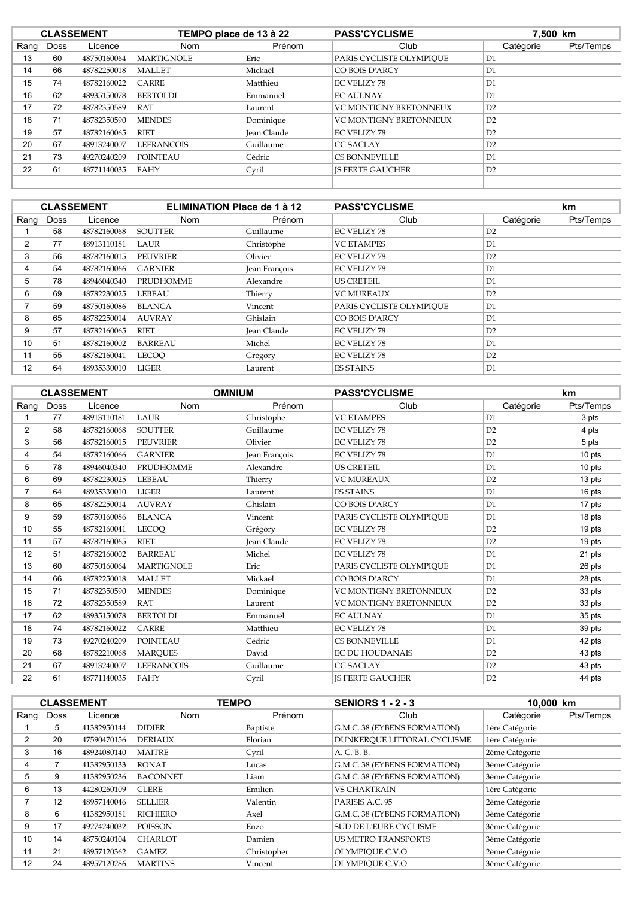| CLASSEMENT | | TEMPO place de 13 à 22 | | PASS'CYCLISME | | 7,500 km | |
|---|---|---|---|---|---|---|---|
| Rang | Doss | Licence | Nom | Prénom | Club | Catégorie | Pts/Temps |
| 13 | 60 | 48750160064 | MARTIGNOLE | Eric | PARIS CYCLISTE OLYMPIQUE | D1 | |
| 14 | 66 | 48782250018 | MALLET | Mickaël | CO BOIS D'ARCY | D1 | |
| 15 | 74 | 48782160022 | CARRE | Matthieu | EC VELIZY 78 | D1 | |
| 16 | 62 | 48935150078 | BERTOLDI | Emmanuel | EC AULNAY | D1 | |
| 17 | 72 | 48782350589 | RAT | Laurent | VC MONTIGNY BRETONNEUX | D2 | |
| 18 | 71 | 48782350590 | MENDES | Dominique | VC MONTIGNY BRETONNEUX | D2 | |
| 19 | 57 | 48782160065 | RIET | Jean Claude | EC VELIZY 78 | D2 | |
| 20 | 67 | 48913240007 | LEFRANCOIS | Guillaume | CC SACLAY | D2 | |
| 21 | 73 | 49270240209 | POINTEAU | Cédric | CS BONNEVILLE | D1 | |
| 22 | 61 | 48771140035 | FAHY | Cyril | JS FERTE GAUCHER | D2 | |

| CLASSEMENT | | ELIMINATION Place de 1 à 12 | | PASS'CYCLISME | | km | |
|---|---|---|---|---|---|---|---|
| Rang | Doss | Licence | Nom | Prénom | Club | Catégorie | Pts/Temps |
| 1 | 58 | 48782160068 | SOUTTER | Guillaume | EC VELIZY 78 | D2 | |
| 2 | 77 | 48913110181 | LAUR | Christophe | VC ETAMPES | D1 | |
| 3 | 56 | 48782160015 | PEUVRIER | Olivier | EC VELIZY 78 | D2 | |
| 4 | 54 | 48782160066 | GARNIER | Jean François | EC VELIZY 78 | D1 | |
| 5 | 78 | 48946040340 | PRUDHOMME | Alexandre | US CRETEIL | D1 | |
| 6 | 69 | 48782230025 | LEBEAU | Thierry | VC MUREAUX | D2 | |
| 7 | 59 | 48750160086 | BLANCA | Vincent | PARIS CYCLISTE OLYMPIQUE | D1 | |
| 8 | 65 | 48782250014 | AUVRAY | Ghislain | CO BOIS D'ARCY | D1 | |
| 9 | 57 | 48782160065 | RIET | Jean Claude | EC VELIZY 78 | D2 | |
| 10 | 51 | 48782160002 | BARREAU | Michel | EC VELIZY 78 | D1 | |
| 11 | 55 | 48782160041 | LECOQ | Grégory | EC VELIZY 78 | D2 | |
| 12 | 64 | 48935330010 | LIGER | Laurent | ES STAINS | D1 | |

| CLASSEMENT | | OMNIUM | | PASS'CYCLISME | | km | |
|---|---|---|---|---|---|---|---|
| Rang | Doss | Licence | Nom | Prénom | Club | Catégorie | Pts/Temps |
| 1 | 77 | 48913110181 | LAUR | Christophe | VC ETAMPES | D1 | 3 pts |
| 2 | 58 | 48782160068 | SOUTTER | Guillaume | EC VELIZY 78 | D2 | 4 pts |
| 3 | 56 | 48782160015 | PEUVRIER | Olivier | EC VELIZY 78 | D2 | 5 pts |
| 4 | 54 | 48782160066 | GARNIER | Jean François | EC VELIZY 78 | D1 | 10 pts |
| 5 | 78 | 48946040340 | PRUDHOMME | Alexandre | US CRETEIL | D1 | 10 pts |
| 6 | 69 | 48782230025 | LEBEAU | Thierry | VC MUREAUX | D2 | 13 pts |
| 7 | 64 | 48935330010 | LIGER | Laurent | ES STAINS | D1 | 16 pts |
| 8 | 65 | 48782250014 | AUVRAY | Ghislain | CO BOIS D'ARCY | D1 | 17 pts |
| 9 | 59 | 48750160086 | BLANCA | Vincent | PARIS CYCLISTE OLYMPIQUE | D1 | 18 pts |
| 10 | 55 | 48782160041 | LECOQ | Grégory | EC VELIZY 78 | D2 | 19 pts |
| 11 | 57 | 48782160065 | RIET | Jean Claude | EC VELIZY 78 | D2 | 19 pts |
| 12 | 51 | 48782160002 | BARREAU | Michel | EC VELIZY 78 | D1 | 21 pts |
| 13 | 60 | 48750160064 | MARTIGNOLE | Eric | PARIS CYCLISTE OLYMPIQUE | D1 | 26 pts |
| 14 | 66 | 48782250018 | MALLET | Mickaël | CO BOIS D'ARCY | D1 | 28 pts |
| 15 | 71 | 48782350590 | MENDES | Dominique | VC MONTIGNY BRETONNEUX | D2 | 33 pts |
| 16 | 72 | 48782350589 | RAT | Laurent | VC MONTIGNY BRETONNEUX | D2 | 33 pts |
| 17 | 62 | 48935150078 | BERTOLDI | Emmanuel | EC AULNAY | D1 | 35 pts |
| 18 | 74 | 48782160022 | CARRE | Matthieu | EC VELIZY 78 | D1 | 39 pts |
| 19 | 73 | 49270240209 | POINTEAU | Cédric | CS BONNEVILLE | D1 | 42 pts |
| 20 | 68 | 48782210068 | MARQUES | David | EC DU HOUDANAIS | D2 | 43 pts |
| 21 | 67 | 48913240007 | LEFRANCOIS | Guillaume | CC SACLAY | D2 | 43 pts |
| 22 | 61 | 48771140035 | FAHY | Cyril | JS FERTE GAUCHER | D2 | 44 pts |

| CLASSEMENT | | TEMPO | | SENIORS 1 - 2 - 3 | | 10,000 km | |
|---|---|---|---|---|---|---|---|
| Rang | Doss | Licence | Nom | Prénom | Club | Catégorie | Pts/Temps |
| 1 | 5 | 41382950144 | DIDIER | Baptiste | G.M.C. 38 (EYBENS FORMATION) | 1ère Catégorie | |
| 2 | 20 | 47590470156 | DERIAUX | Florian | DUNKERQUE LITTORAL CYCLISME | 1ère Catégorie | |
| 3 | 16 | 48924080140 | MAITRE | Cyril | A. C. B. B. | 2ème Catégorie | |
| 4 | 7 | 41382950133 | RONAT | Lucas | G.M.C. 38 (EYBENS FORMATION) | 3ème Catégorie | |
| 5 | 9 | 41382950236 | BACONNET | Liam | G.M.C. 38 (EYBENS FORMATION) | 3ème Catégorie | |
| 6 | 13 | 44280260109 | CLERE | Emilien | VS CHARTRAIN | 1ère Catégorie | |
| 7 | 12 | 48957140046 | SELLIER | Valentin | PARISIS A.C. 95 | 2ème Catégorie | |
| 8 | 6 | 41382950181 | RICHIERO | Axel | G.M.C. 38 (EYBENS FORMATION) | 3ème Catégorie | |
| 9 | 17 | 49274240032 | POISSON | Enzo | SUD DE L'EURE CYCLISME | 3ème Catégorie | |
| 10 | 14 | 48750240104 | CHARLOT | Damien | US METRO TRANSPORTS | 3ème Catégorie | |
| 11 | 21 | 48957120362 | GAMEZ | Christopher | OLYMPIQUE C.V.O. | 2ème Catégorie | |
| 12 | 24 | 48957120286 | MARTINS | Vincent | OLYMPIQUE C.V.O. | 3ème Catégorie | |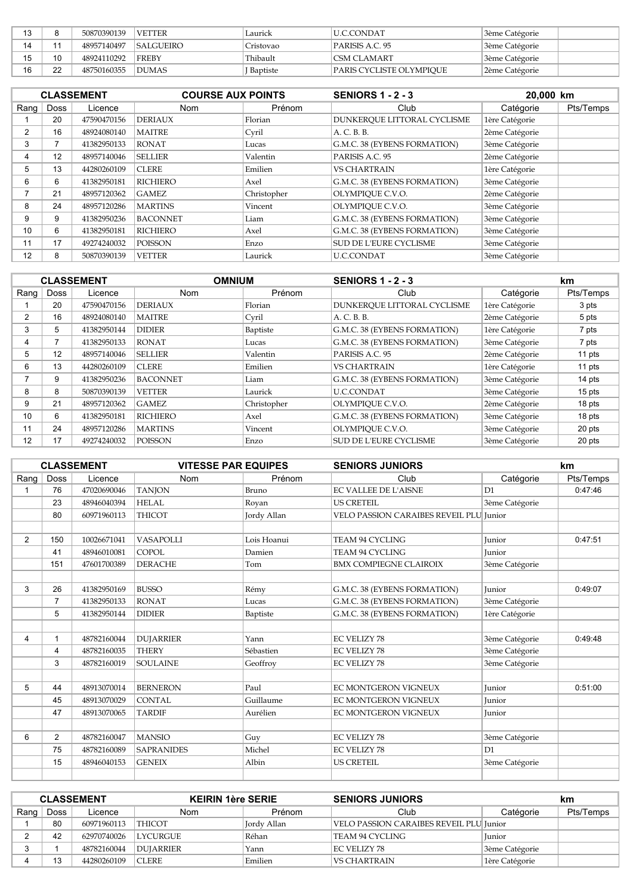| 13 | 8 | 50870390139 | VETTER | Laurick | U.C.CONDAT | 3ème Catégorie | |
|---|---|---|---|---|---|---|---|
| 14 | 11 | 48957140497 | SALGUEIRO | Cristovao | PARISIS A.C. 95 | 3ème Catégorie | |
| 15 | 10 | 48924110292 | FREBY | Thibault | CSM CLAMART | 3ème Catégorie | |
| 16 | 22 | 48750160355 | DUMAS | J Baptiste | PARIS CYCLISTE OLYMPIQUE | 2ème Catégorie | |

| CLASSEMENT | | | COURSE AUX POINTS | | SENIORS 1 - 2 - 3 | 20,000 km | |
|---|---|---|---|---|---|---|---|
| Rang | Doss | Licence | Nom | Prénom | Club | Catégorie | Pts/Temps |
| 1 | 20 | 47590470156 | DERIAUX | Florian | DUNKERQUE LITTORAL CYCLISME | 1ère Catégorie | |
| 2 | 16 | 48924080140 | MAITRE | Cyril | A. C. B. B. | 2ème Catégorie | |
| 3 | 7 | 41382950133 | RONAT | Lucas | G.M.C. 38 (EYBENS FORMATION) | 3ème Catégorie | |
| 4 | 12 | 48957140046 | SELLIER | Valentin | PARISIS A.C. 95 | 2ème Catégorie | |
| 5 | 13 | 44280260109 | CLERE | Emilien | VS CHARTRAIN | 1ère Catégorie | |
| 6 | 6 | 41382950181 | RICHIERO | Axel | G.M.C. 38 (EYBENS FORMATION) | 3ème Catégorie | |
| 7 | 21 | 48957120362 | GAMEZ | Christopher | OLYMPIQUE C.V.O. | 2ème Catégorie | |
| 8 | 24 | 48957120286 | MARTINS | Vincent | OLYMPIQUE C.V.O. | 3ème Catégorie | |
| 9 | 9 | 41382950236 | BACONNET | Liam | G.M.C. 38 (EYBENS FORMATION) | 3ème Catégorie | |
| 10 | 6 | 41382950181 | RICHIERO | Axel | G.M.C. 38 (EYBENS FORMATION) | 3ème Catégorie | |
| 11 | 17 | 49274240032 | POISSON | Enzo | SUD DE L'EURE CYCLISME | 3ème Catégorie | |
| 12 | 8 | 50870390139 | VETTER | Laurick | U.C.CONDAT | 3ème Catégorie | |

| CLASSEMENT | | | OMNIUM | | SENIORS 1 - 2 - 3 | | km |
|---|---|---|---|---|---|---|---|
| Rang | Doss | Licence | Nom | Prénom | Club | Catégorie | Pts/Temps |
| 1 | 20 | 47590470156 | DERIAUX | Florian | DUNKERQUE LITTORAL CYCLISME | 1ère Catégorie | 3 pts |
| 2 | 16 | 48924080140 | MAITRE | Cyril | A. C. B. B. | 2ème Catégorie | 5 pts |
| 3 | 5 | 41382950144 | DIDIER | Baptiste | G.M.C. 38 (EYBENS FORMATION) | 1ère Catégorie | 7 pts |
| 4 | 7 | 41382950133 | RONAT | Lucas | G.M.C. 38 (EYBENS FORMATION) | 3ème Catégorie | 7 pts |
| 5 | 12 | 48957140046 | SELLIER | Valentin | PARISIS A.C. 95 | 2ème Catégorie | 11 pts |
| 6 | 13 | 44280260109 | CLERE | Emilien | VS CHARTRAIN | 1ère Catégorie | 11 pts |
| 7 | 9 | 41382950236 | BACONNET | Liam | G.M.C. 38 (EYBENS FORMATION) | 3ème Catégorie | 14 pts |
| 8 | 8 | 50870390139 | VETTER | Laurick | U.C.CONDAT | 3ème Catégorie | 15 pts |
| 9 | 21 | 48957120362 | GAMEZ | Christopher | OLYMPIQUE C.V.O. | 2ème Catégorie | 18 pts |
| 10 | 6 | 41382950181 | RICHIERO | Axel | G.M.C. 38 (EYBENS FORMATION) | 3ème Catégorie | 18 pts |
| 11 | 24 | 48957120286 | MARTINS | Vincent | OLYMPIQUE C.V.O. | 3ème Catégorie | 20 pts |
| 12 | 17 | 49274240032 | POISSON | Enzo | SUD DE L'EURE CYCLISME | 3ème Catégorie | 20 pts |

| CLASSEMENT | | | VITESSE PAR EQUIPES | | SENIORS JUNIORS | | km |
|---|---|---|---|---|---|---|---|
| Rang | Doss | Licence | Nom | Prénom | Club | Catégorie | Pts/Temps |
| 1 | 76 | 47020690046 | TANJON | Bruno | EC VALLEE DE L'AISNE | D1 | 0:47:46 |
| | 23 | 48946040394 | HELAL | Royan | US CRETEIL | 3ème Catégorie | |
| | 80 | 60971960113 | THICOT | Jordy Allan | VELO PASSION CARAIBES REVEIL PLU | Junior | |
| | | | | | | | |
| 2 | 150 | 10026671041 | VASAPOLLI | Lois Hoanui | TEAM 94 CYCLING | Junior | 0:47:51 |
| | 41 | 48946010081 | COPOL | Damien | TEAM 94 CYCLING | Junior | |
| | 151 | 47601700389 | DERACHE | Tom | BMX COMPIEGNE CLAIROIX | 3ème Catégorie | |
| | | | | | | | |
| 3 | 26 | 41382950169 | BUSSO | Rémy | G.M.C. 38 (EYBENS FORMATION) | Junior | 0:49:07 |
| | 7 | 41382950133 | RONAT | Lucas | G.M.C. 38 (EYBENS FORMATION) | 3ème Catégorie | |
| | 5 | 41382950144 | DIDIER | Baptiste | G.M.C. 38 (EYBENS FORMATION) | 1ère Catégorie | |
| | | | | | | | |
| 4 | 1 | 48782160044 | DUJARRIER | Yann | EC VELIZY 78 | 3ème Catégorie | 0:49:48 |
| | 4 | 48782160035 | THERY | Sébastien | EC VELIZY 78 | 3ème Catégorie | |
| | 3 | 48782160019 | SOULAINE | Geoffroy | EC VELIZY 78 | 3ème Catégorie | |
| | | | | | | | |
| 5 | 44 | 48913070014 | BERNERON | Paul | EC MONTGERON VIGNEUX | Junior | 0:51:00 |
| | 45 | 48913070029 | CONTAL | Guillaume | EC MONTGERON VIGNEUX | Junior | |
| | 47 | 48913070065 | TARDIF | Aurélien | EC MONTGERON VIGNEUX | Junior | |
| | | | | | | | |
| 6 | 2 | 48782160047 | MANSIO | Guy | EC VELIZY 78 | 3ème Catégorie | |
| | 75 | 48782160089 | SAPRANIDES | Michel | EC VELIZY 78 | D1 | |
| | 15 | 48946040153 | GENEIX | Albin | US CRETEIL | 3ème Catégorie | |
| | | | | | | | |

| CLASSEMENT | | | KEIRIN 1ère SERIE | | SENIORS JUNIORS | | km |
|---|---|---|---|---|---|---|---|
| Rang | Doss | Licence | Nom | Prénom | Club | Catégorie | Pts/Temps |
| 1 | 80 | 60971960113 | THICOT | Jordy Allan | VELO PASSION CARAIBES REVEIL PLU | Junior | |
| 2 | 42 | 62970740026 | LYCURGUE | Réhan | TEAM 94 CYCLING | Junior | |
| 3 | 1 | 48782160044 | DUJARRIER | Yann | EC VELIZY 78 | 3ème Catégorie | |
| 4 | 13 | 44280260109 | CLERE | Emilien | VS CHARTRAIN | 1ère Catégorie | |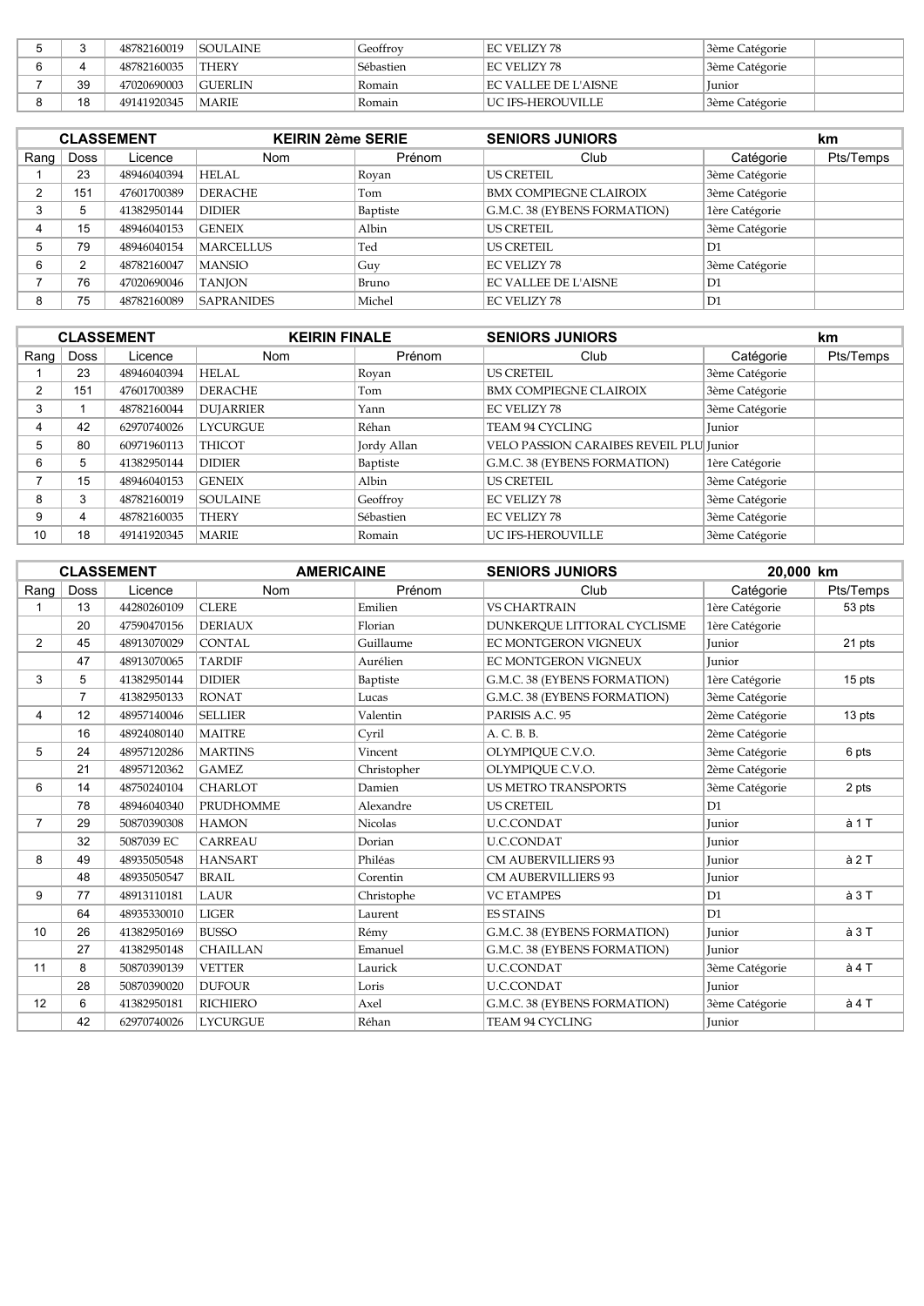| | | | | | | | |
|---|---|---|---|---|---|---|---|
| 5 | 3 | 48782160019 | SOULAINE | Geoffroy | EC VELIZY 78 | 3ème Catégorie | |
| 6 | 4 | 48782160035 | THERY | Sébastien | EC VELIZY 78 | 3ème Catégorie | |
| 7 | 39 | 47020690003 | GUERLIN | Romain | EC VALLEE DE L'AISNE | Junior | |
| 8 | 18 | 49141920345 | MARIE | Romain | UC IFS-HEROUVILLE | 3ème Catégorie | |

| CLASSEMENT | | KEIRIN 2ème SERIE | | | SENIORS JUNIORS | | km |
|---|---|---|---|---|---|---|---|
| Rang | Doss | Licence | Nom | Prénom | Club | Catégorie | Pts/Temps |
| 1 | 23 | 48946040394 | HELAL | Royan | US CRETEIL | 3ème Catégorie | |
| 2 | 151 | 47601700389 | DERACHE | Tom | BMX COMPIEGNE CLAIROIX | 3ème Catégorie | |
| 3 | 5 | 41382950144 | DIDIER | Baptiste | G.M.C. 38 (EYBENS FORMATION) | 1ère Catégorie | |
| 4 | 15 | 48946040153 | GENEIX | Albin | US CRETEIL | 3ème Catégorie | |
| 5 | 79 | 48946040154 | MARCELLUS | Ted | US CRETEIL | D1 | |
| 6 | 2 | 48782160047 | MANSIO | Guy | EC VELIZY 78 | 3ème Catégorie | |
| 7 | 76 | 47020690046 | TANJON | Bruno | EC VALLEE DE L'AISNE | D1 | |
| 8 | 75 | 48782160089 | SAPRANIDES | Michel | EC VELIZY 78 | D1 | |

| CLASSEMENT | | KEIRIN FINALE | | | SENIORS JUNIORS | | km |
|---|---|---|---|---|---|---|---|
| Rang | Doss | Licence | Nom | Prénom | Club | Catégorie | Pts/Temps |
| 1 | 23 | 48946040394 | HELAL | Royan | US CRETEIL | 3ème Catégorie | |
| 2 | 151 | 47601700389 | DERACHE | Tom | BMX COMPIEGNE CLAIROIX | 3ème Catégorie | |
| 3 | 1 | 48782160044 | DUJARRIER | Yann | EC VELIZY 78 | 3ème Catégorie | |
| 4 | 42 | 62970740026 | LYCURGUE | Réhan | TEAM 94 CYCLING | Junior | |
| 5 | 80 | 60971960113 | THICOT | Jordy Allan | VELO PASSION CARAIBES REVEIL PLU | Junior | |
| 6 | 5 | 41382950144 | DIDIER | Baptiste | G.M.C. 38 (EYBENS FORMATION) | 1ère Catégorie | |
| 7 | 15 | 48946040153 | GENEIX | Albin | US CRETEIL | 3ème Catégorie | |
| 8 | 3 | 48782160019 | SOULAINE | Geoffroy | EC VELIZY 78 | 3ème Catégorie | |
| 9 | 4 | 48782160035 | THERY | Sébastien | EC VELIZY 78 | 3ème Catégorie | |
| 10 | 18 | 49141920345 | MARIE | Romain | UC IFS-HEROUVILLE | 3ème Catégorie | |

| CLASSEMENT | | AMERICAINE | | | SENIORS JUNIORS | 20,000 km | |
|---|---|---|---|---|---|---|---|
| Rang | Doss | Licence | Nom | Prénom | Club | Catégorie | Pts/Temps |
| 1 | 13 | 44280260109 | CLERE | Emilien | VS CHARTRAIN | 1ère Catégorie | 53 pts |
| | 20 | 47590470156 | DERIAUX | Florian | DUNKERQUE LITTORAL CYCLISME | 1ère Catégorie | |
| 2 | 45 | 48913070029 | CONTAL | Guillaume | EC MONTGERON VIGNEUX | Junior | 21 pts |
| | 47 | 48913070065 | TARDIF | Aurélien | EC MONTGERON VIGNEUX | Junior | |
| 3 | 5 | 41382950144 | DIDIER | Baptiste | G.M.C. 38 (EYBENS FORMATION) | 1ère Catégorie | 15 pts |
| | 7 | 41382950133 | RONAT | Lucas | G.M.C. 38 (EYBENS FORMATION) | 3ème Catégorie | |
| 4 | 12 | 48957140046 | SELLIER | Valentin | PARISIS A.C. 95 | 2ème Catégorie | 13 pts |
| | 16 | 48924080140 | MAITRE | Cyril | A. C. B. B. | 2ème Catégorie | |
| 5 | 24 | 48957120286 | MARTINS | Vincent | OLYMPIQUE C.V.O. | 3ème Catégorie | 6 pts |
| | 21 | 48957120362 | GAMEZ | Christopher | OLYMPIQUE C.V.O. | 2ème Catégorie | |
| 6 | 14 | 48750240104 | CHARLOT | Damien | US METRO TRANSPORTS | 3ème Catégorie | 2 pts |
| | 78 | 48946040340 | PRUDHOMME | Alexandre | US CRETEIL | D1 | |
| 7 | 29 | 50870390308 | HAMON | Nicolas | U.C.CONDAT | Junior | à 1 T |
| | 32 | 5087039 EC | CARREAU | Dorian | U.C.CONDAT | Junior | |
| 8 | 49 | 48935050548 | HANSART | Philéas | CM AUBERVILLIERS 93 | Junior | à 2 T |
| | 48 | 48935050547 | BRAIL | Corentin | CM AUBERVILLIERS 93 | Junior | |
| 9 | 77 | 48913110181 | LAUR | Christophe | VC ETAMPES | D1 | à 3 T |
| | 64 | 48935330010 | LIGER | Laurent | ES STAINS | D1 | |
| 10 | 26 | 41382950169 | BUSSO | Rémy | G.M.C. 38 (EYBENS FORMATION) | Junior | à 3 T |
| | 27 | 41382950148 | CHAILLAN | Emanuel | G.M.C. 38 (EYBENS FORMATION) | Junior | |
| 11 | 8 | 50870390139 | VETTER | Laurick | U.C.CONDAT | 3ème Catégorie | à 4 T |
| | 28 | 50870390020 | DUFOUR | Loris | U.C.CONDAT | Junior | |
| 12 | 6 | 41382950181 | RICHIERO | Axel | G.M.C. 38 (EYBENS FORMATION) | 3ème Catégorie | à 4 T |
| | 42 | 62970740026 | LYCURGUE | Réhan | TEAM 94 CYCLING | Junior | |